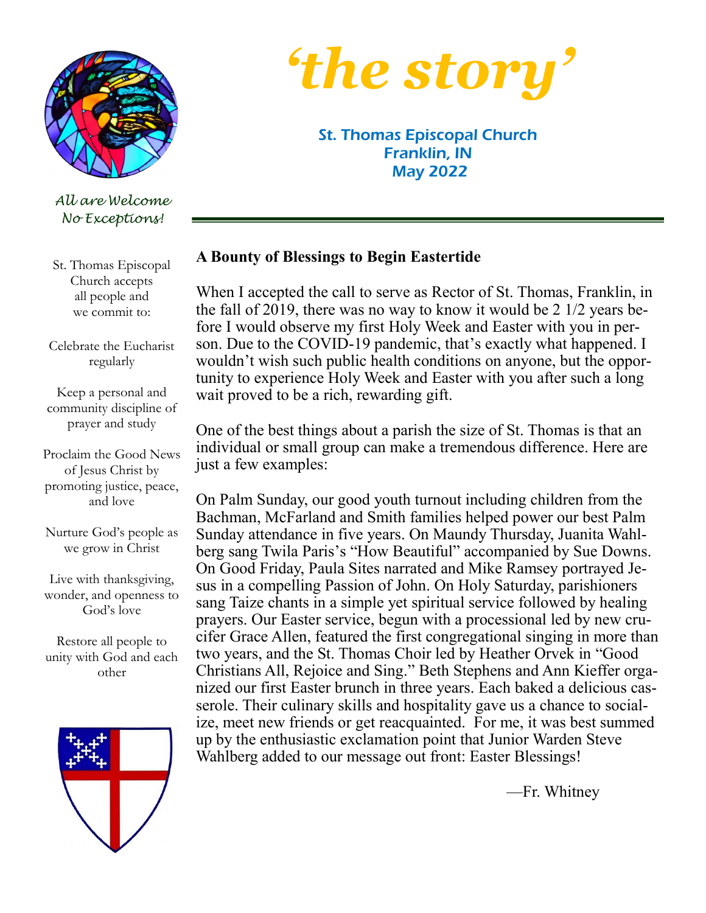# 'the story'

St. Thomas Episcopal Church
Franklin, IN
May 2022

*All are Welcome*
*No Exceptions!*

St. Thomas Episcopal Church accepts all people and we commit to:

Celebrate the Eucharist regularly

Keep a personal and community discipline of prayer and study

Proclaim the Good News of Jesus Christ by promoting justice, peace, and love

Nurture God's people as we grow in Christ

Live with thanksgiving, wonder, and openness to God's love

Restore all people to unity with God and each other

## A Bounty of Blessings to Begin Eastertide

When I accepted the call to serve as Rector of St. Thomas, Franklin, in the fall of 2019, there was no way to know it would be 2 1/2 years before I would observe my first Holy Week and Easter with you in person. Due to the COVID-19 pandemic, that's exactly what happened. I wouldn't wish such public health conditions on anyone, but the opportunity to experience Holy Week and Easter with you after such a long wait proved to be a rich, rewarding gift.

One of the best things about a parish the size of St. Thomas is that an individual or small group can make a tremendous difference. Here are just a few examples:

On Palm Sunday, our good youth turnout including children from the Bachman, McFarland and Smith families helped power our best Palm Sunday attendance in five years. On Maundy Thursday, Juanita Wahlberg sang Twila Paris's "How Beautiful" accompanied by Sue Downs. On Good Friday, Paula Sites narrated and Mike Ramsey portrayed Jesus in a compelling Passion of John. On Holy Saturday, parishioners sang Taize chants in a simple yet spiritual service followed by healing prayers. Our Easter service, begun with a processional led by new crucifer Grace Allen, featured the first congregational singing in more than two years, and the St. Thomas Choir led by Heather Orvek in "Good Christians All, Rejoice and Sing." Beth Stephens and Ann Kieffer organized our first Easter brunch in three years. Each baked a delicious casserole. Their culinary skills and hospitality gave us a chance to socialize, meet new friends or get reacquainted. For me, it was best summed up by the enthusiastic exclamation point that Junior Warden Steve Wahlberg added to our message out front: Easter Blessings!

—Fr. Whitney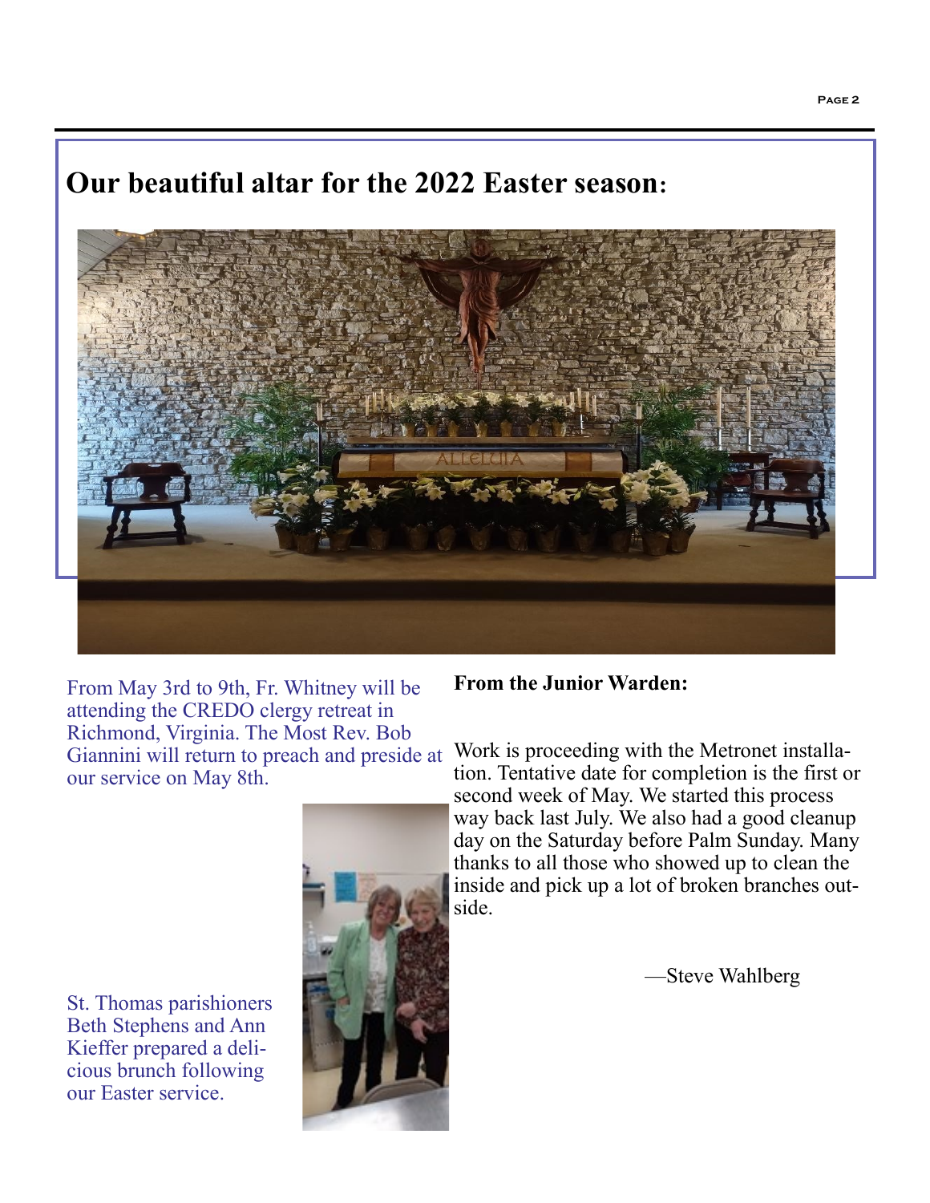# Our beautiful altar for the 2022 Easter season:

From May 3rd to 9th, Fr. Whitney will be attending the CREDO clergy retreat in Richmond, Virginia. The Most Rev. Bob Giannini will return to preach and preside at our service on May 8th.

St. Thomas parishioners Beth Stephens and Ann Kieffer prepared a delicious brunch following our Easter service.

**From the Junior Warden:**

Work is proceeding with the Metronet installation. Tentative date for completion is the first or second week of May. We started this process way back last July. We also had a good cleanup day on the Saturday before Palm Sunday. Many thanks to all those who showed up to clean the inside and pick up a lot of broken branches outside.

—Steve Wahlberg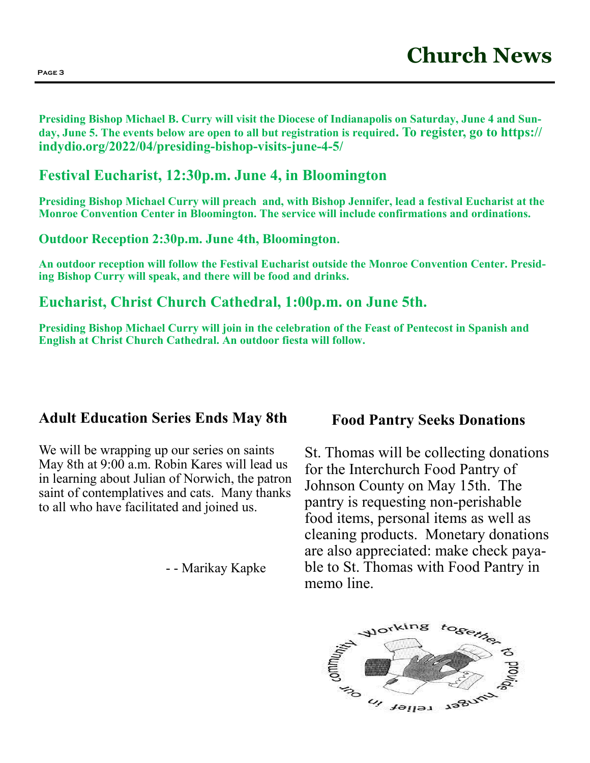# Church News

**Presiding Bishop Michael B. Curry will visit the Diocese of Indianapolis on Saturday, June 4 and Sunday, June 5. The events below are open to all but registration is required. To register, go to https://indydio.org/2022/04/presiding-bishop-visits-june-4-5/**

## Festival Eucharist, 12:30p.m. June 4, in Bloomington

**Presiding Bishop Michael Curry will preach and, with Bishop Jennifer, lead a festival Eucharist at the Monroe Convention Center in Bloomington. The service will include confirmations and ordinations.**

### Outdoor Reception 2:30p.m. June 4th, Bloomington.

**An outdoor reception will follow the Festival Eucharist outside the Monroe Convention Center. Presiding Bishop Curry will speak, and there will be food and drinks.**

## Eucharist, Christ Church Cathedral, 1:00p.m. on June 5th.

**Presiding Bishop Michael Curry will join in the celebration of the Feast of Pentecost in Spanish and English at Christ Church Cathedral. An outdoor fiesta will follow.**

## Adult Education Series Ends May 8th

We will be wrapping up our series on saints May 8th at 9:00 a.m. Robin Kares will lead us in learning about Julian of Norwich, the patron saint of contemplatives and cats. Many thanks to all who have facilitated and joined us.

- - Marikay Kapke

## Food Pantry Seeks Donations

St. Thomas will be collecting donations for the Interchurch Food Pantry of Johnson County on May 15th. The pantry is requesting non-perishable food items, personal items as well as cleaning products. Monetary donations are also appreciated: make check payable to St. Thomas with Food Pantry in memo line.

Working together to provide hunger relief in our community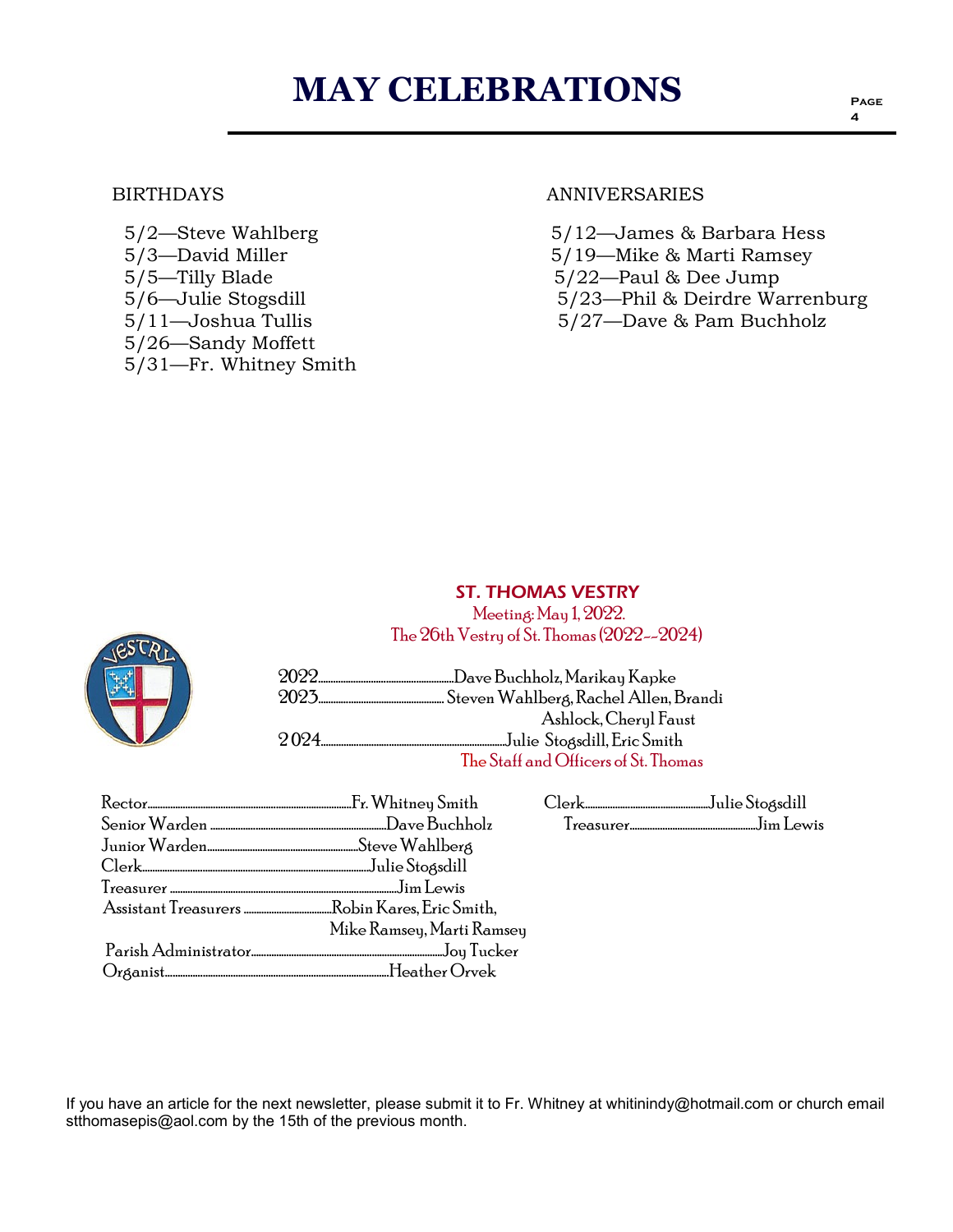# MAY CELEBRATIONS

BIRTHDAYS

5/2—Steve Wahlberg
5/3—David Miller
5/5—Tilly Blade
5/6—Julie Stogsdill
5/11—Joshua Tullis
5/26—Sandy Moffett
5/31—Fr. Whitney Smith

ANNIVERSARIES

5/12—James & Barbara Hess
5/19—Mike & Marti Ramsey
5/22—Paul & Dee Jump
5/23—Phil & Deirdre Warrenburg
5/27—Dave & Pam Buchholz

## ST. THOMAS VESTRY

Meeting: May 1, 2022.
The 26th Vestry of St. Thomas (2022--2024)

2022........Dave Buchholz, Marikay Kapke
2023........Steven Wahlberg, Rachel Allen, Brandi Ashlock, Cheryl Faust
2024........Julie Stogsdill, Eric Smith

The Staff and Officers of St. Thomas

Rector........Fr. Whitney Smith
Senior Warden........Dave Buchholz
Junior Warden........Steve Wahlberg
Clerk........Julie Stogsdill
Treasurer........Jim Lewis
Assistant Treasurers........Robin Kares, Eric Smith, Mike Ramsey, Marti Ramsey
Parish Administrator........Joy Tucker
Organist........Heather Orvek

Clerk........Julie Stogsdill
Treasurer........Jim Lewis

If you have an article for the next newsletter, please submit it to Fr. Whitney at whitinindy@hotmail.com or church email stthomasepis@aol.com by the 15th of the previous month.